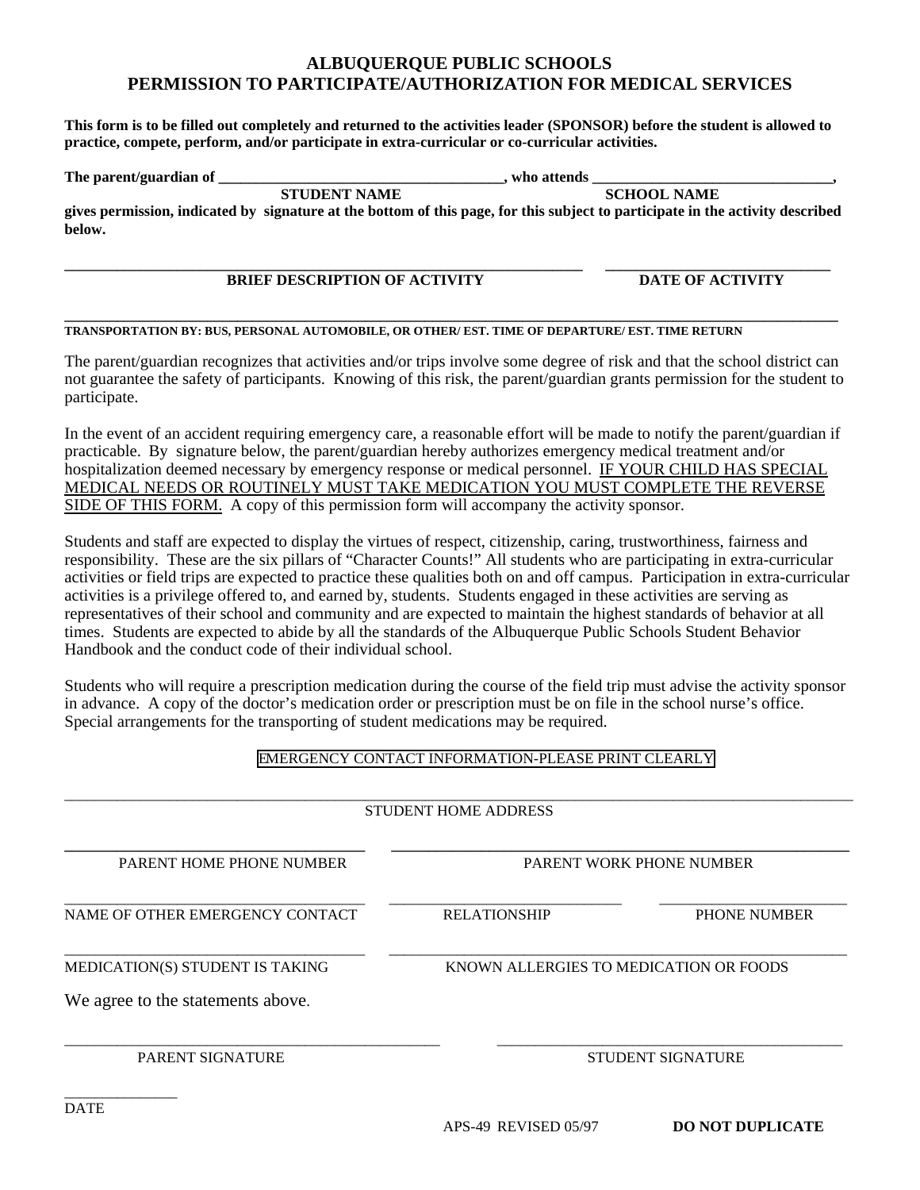# ALBUQUERQUE PUBLIC SCHOOLS
# PERMISSION TO PARTICIPATE/AUTHORIZATION FOR MEDICAL SERVICES

**This form is to be filled out completely and returned to the activities leader (SPONSOR) before the student is allowed to practice, compete, perform, and/or participate in extra-curricular or co-curricular activities.**

**The parent/guardian of ______________________________________, who attends _______________________________,**

**STUDENT NAME** **SCHOOL NAME**

**gives permission, indicated by signature at the bottom of this page, for this subject to participate in the activity described below.**

_________________________________________________________________ _____________________________

**BRIEF DESCRIPTION OF ACTIVITY** **DATE OF ACTIVITY**

___________________________________________________________________________________________________

**TRANSPORTATION BY: BUS, PERSONAL AUTOMOBILE, OR OTHER/ EST. TIME OF DEPARTURE/ EST. TIME RETURN**

The parent/guardian recognizes that activities and/or trips involve some degree of risk and that the school district can not guarantee the safety of participants. Knowing of this risk, the parent/guardian grants permission for the student to participate.

In the event of an accident requiring emergency care, a reasonable effort will be made to notify the parent/guardian if practicable. By signature below, the parent/guardian hereby authorizes emergency medical treatment and/or hospitalization deemed necessary by emergency response or medical personnel. <u>IF YOUR CHILD HAS SPECIAL MEDICAL NEEDS OR ROUTINELY MUST TAKE MEDICATION YOU MUST COMPLETE THE REVERSE SIDE OF THIS FORM.</u> A copy of this permission form will accompany the activity sponsor.

Students and staff are expected to display the virtues of respect, citizenship, caring, trustworthiness, fairness and responsibility. These are the six pillars of "Character Counts!" All students who are participating in extra-curricular activities or field trips are expected to practice these qualities both on and off campus. Participation in extra-curricular activities is a privilege offered to, and earned by, students. Students engaged in these activities are serving as representatives of their school and community and are expected to maintain the highest standards of behavior at all times. Students are expected to abide by all the standards of the Albuquerque Public Schools Student Behavior Handbook and the conduct code of their individual school.

Students who will require a prescription medication during the course of the field trip must advise the activity sponsor in advance. A copy of the doctor's medication order or prescription must be on file in the school nurse's office. Special arrangements for the transporting of student medications may be required.

EMERGENCY CONTACT INFORMATION-PLEASE PRINT CLEARLY

___________________________________________________________________________________________________

STUDENT HOME ADDRESS

_____________________________________ _________________________________________________________

PARENT HOME PHONE NUMBER PARENT WORK PHONE NUMBER

_____________________________________ ____________________________ _______________________

NAME OF OTHER EMERGENCY CONTACT RELATIONSHIP PHONE NUMBER

_____________________________________ _________________________________________________________

MEDICATION(S) STUDENT IS TAKING KNOWN ALLERGIES TO MEDICATION OR FOODS

We agree to the statements above.

_______________________________________________ ___________________________________________

PARENT SIGNATURE STUDENT SIGNATURE

______________

DATE

APS-49 REVISED 05/97 **DO NOT DUPLICATE**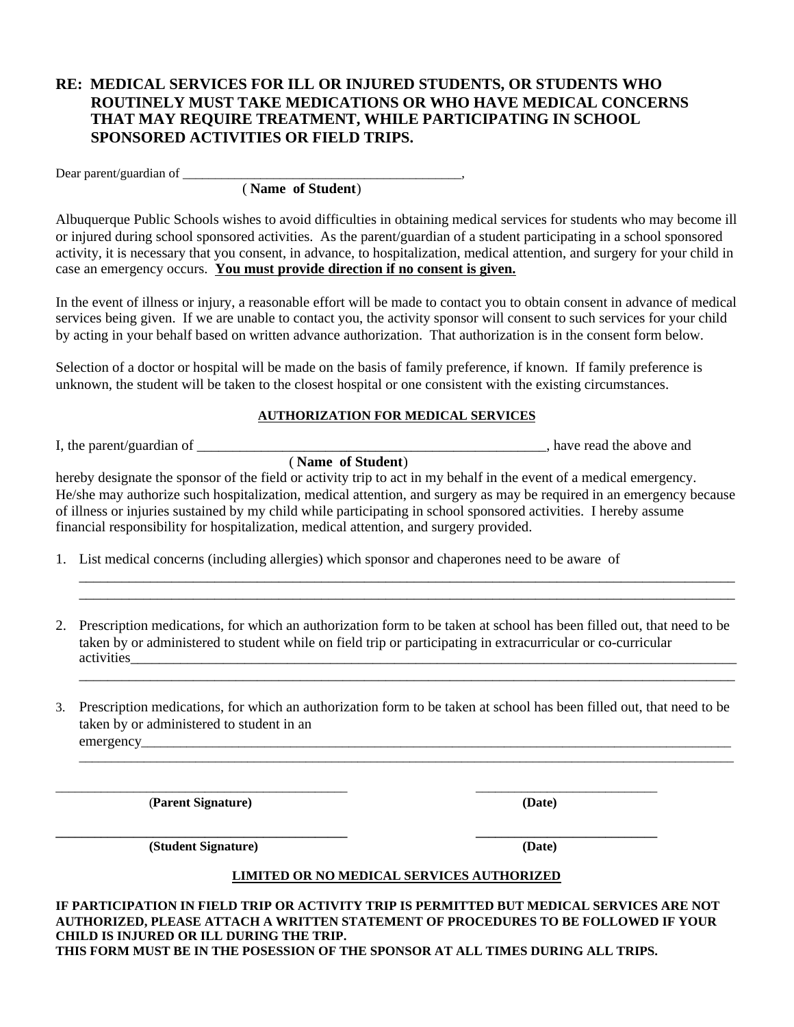## RE: MEDICAL SERVICES FOR ILL OR INJURED STUDENTS, OR STUDENTS WHO ROUTINELY MUST TAKE MEDICATIONS OR WHO HAVE MEDICAL CONCERNS THAT MAY REQUIRE TREATMENT, WHILE PARTICIPATING IN SCHOOL SPONSORED ACTIVITIES OR FIELD TRIPS.

Dear parent/guardian of ___________________________________________,
( **Name of Student** )

Albuquerque Public Schools wishes to avoid difficulties in obtaining medical services for students who may become ill or injured during school sponsored activities. As the parent/guardian of a student participating in a school sponsored activity, it is necessary that you consent, in advance, to hospitalization, medical attention, and surgery for your child in case an emergency occurs. **<u>You must provide direction if no consent is given.</u>**

In the event of illness or injury, a reasonable effort will be made to contact you to obtain consent in advance of medical services being given. If we are unable to contact you, the activity sponsor will consent to such services for your child by acting in your behalf based on written advance authorization. That authorization is in the consent form below.

Selection of a doctor or hospital will be made on the basis of family preference, if known. If family preference is unknown, the student will be taken to the closest hospital or one consistent with the existing circumstances.

### AUTHORIZATION FOR MEDICAL SERVICES

I, the parent/guardian of ____________________________________________________, have read the above and
( **Name of Student** )
hereby designate the sponsor of the field or activity trip to act in my behalf in the event of a medical emergency. He/she may authorize such hospitalization, medical attention, and surgery as may be required in an emergency because of illness or injuries sustained by my child while participating in school sponsored activities. I hereby assume financial responsibility for hospitalization, medical attention, and surgery provided.

1. List medical concerns (including allergies) which sponsor and chaperones need to be aware of
   ____________________________________________________________________________________________
   ____________________________________________________________________________________________

2. Prescription medications, for which an authorization form to be taken at school has been filled out, that need to be taken by or administered to student while on field trip or participating in extracurricular or co-curricular activities________________________________________________________________________________
   ____________________________________________________________________________________________

3. Prescription medications, for which an authorization form to be taken at school has been filled out, that need to be taken by or administered to student in an emergency_________________________________________________________________________________
   ____________________________________________________________________________________________

_____________________________________________ ____________________________
(**Parent Signature)** **(Date)**

_____________________________________________ ____________________________
**(Student Signature)** **(Date)**

### LIMITED OR NO MEDICAL SERVICES AUTHORIZED

**IF PARTICIPATION IN FIELD TRIP OR ACTIVITY TRIP IS PERMITTED BUT MEDICAL SERVICES ARE NOT AUTHORIZED, PLEASE ATTACH A WRITTEN STATEMENT OF PROCEDURES TO BE FOLLOWED IF YOUR CHILD IS INJURED OR ILL DURING THE TRIP.**
**THIS FORM MUST BE IN THE POSESSION OF THE SPONSOR AT ALL TIMES DURING ALL TRIPS.**